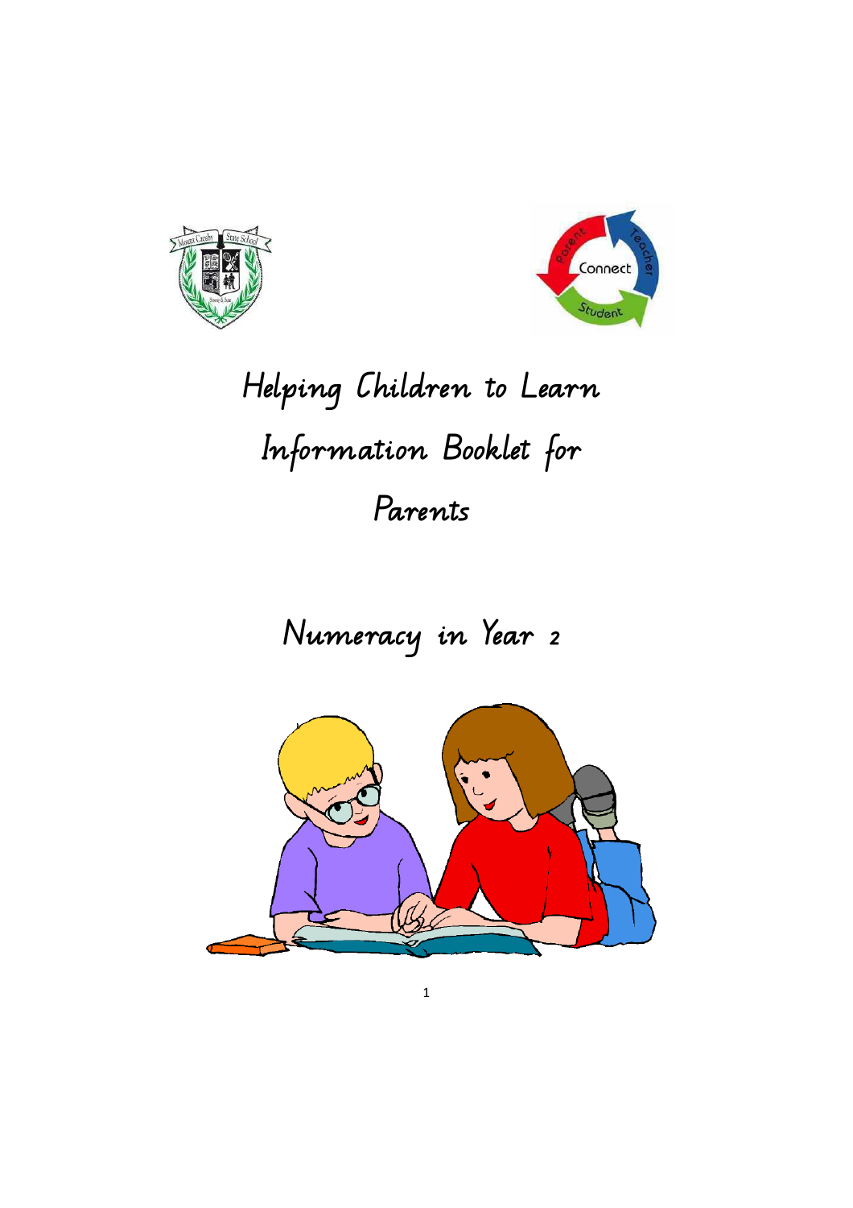# Helping Children to Learn

# Information Booklet for Parents

## Numeracy in Year 2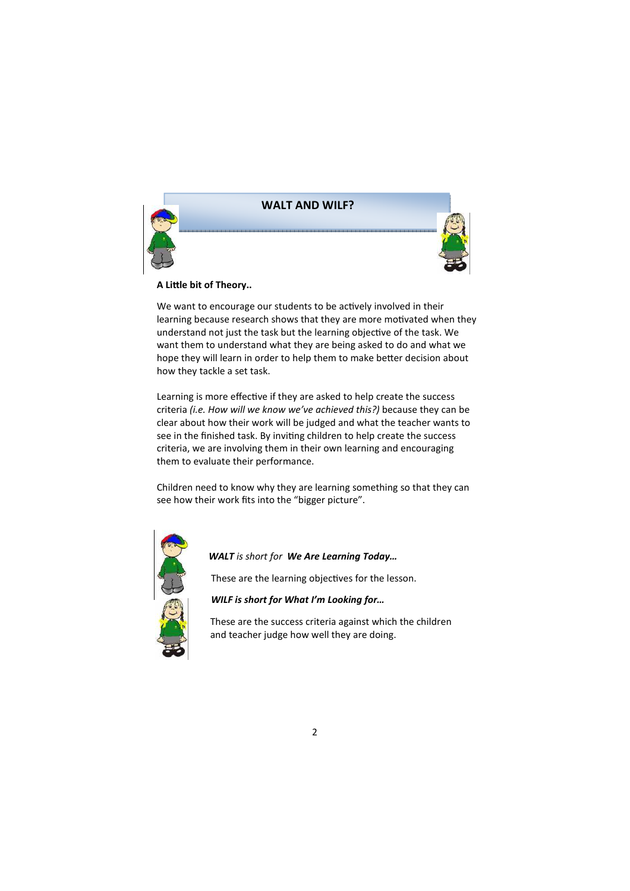## WALT AND WILF?

**A Little bit of Theory..**

We want to encourage our students to be actively involved in their learning because research shows that they are more motivated when they understand not just the task but the learning objective of the task. We want them to understand what they are being asked to do and what we hope they will learn in order to help them to make better decision about how they tackle a set task.

Learning is more effective if they are asked to help create the success criteria *(i.e. How will we know we've achieved this?)* because they can be clear about how their work will be judged and what the teacher wants to see in the finished task. By inviting children to help create the success criteria, we are involving them in their own learning and encouraging them to evaluate their performance.

Children need to know why they are learning something so that they can see how their work fits into the "bigger picture".

***WALT*** *is short for* ***We Are Learning Today…***

These are the learning objectives for the lesson.

***WILF is short for What I'm Looking for…***

These are the success criteria against which the children and teacher judge how well they are doing.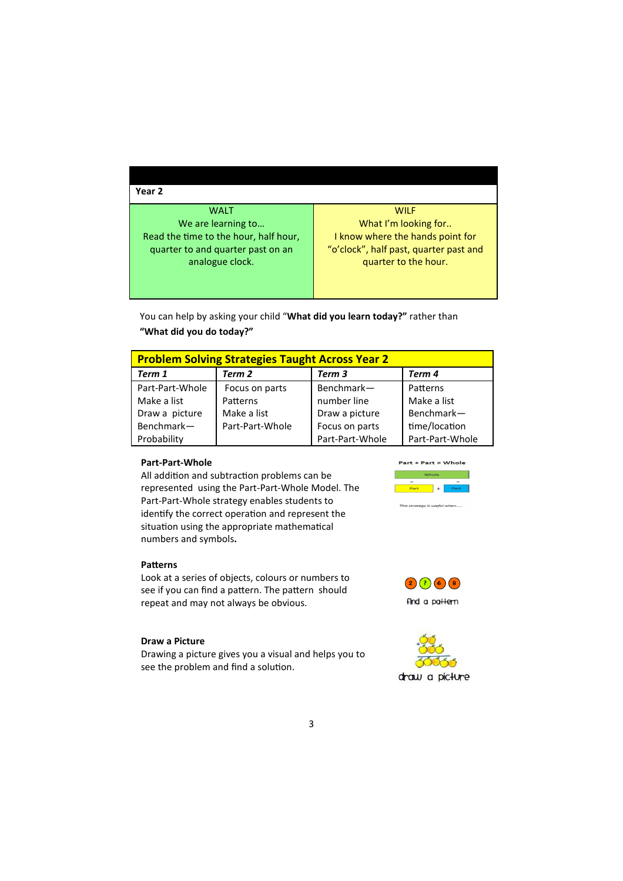| Year 2 | |
|---|---|
| WALT<br>We are learning to…<br>Read the time to the hour, half hour, quarter to and quarter past on an analogue clock. | WILF<br>What I'm looking for..<br>I know where the hands point for "o'clock", half past, quarter past and quarter to the hour. |

You can help by asking your child "**What did you learn today?"** rather than **"What did you do today?"**

**Problem Solving Strategies Taught Across Year 2**

| *Term 1* | *Term 2* | *Term 3* | *Term 4* |
|---|---|---|---|
| Part-Part-Whole<br>Make a list<br>Draw a picture<br>Benchmark—Probability | Focus on parts<br>Patterns<br>Make a list<br>Part-Part-Whole | Benchmark—number line<br>Draw a picture<br>Focus on parts<br>Part-Part-Whole | Patterns<br>Make a list<br>Benchmark—time/location<br>Part-Part-Whole |

### Part-Part-Whole

All addition and subtraction problems can be represented using the Part-Part-Whole Model. The Part-Part-Whole strategy enables students to identify the correct operation and represent the situation using the appropriate mathematical numbers and symbols.

Part + Part = Whole

### Patterns

Look at a series of objects, colours or numbers to see if you can find a pattern. The pattern should repeat and may not always be obvious.

find a pattern

### Draw a Picture

Drawing a picture gives you a visual and helps you to see the problem and find a solution.

draw a picture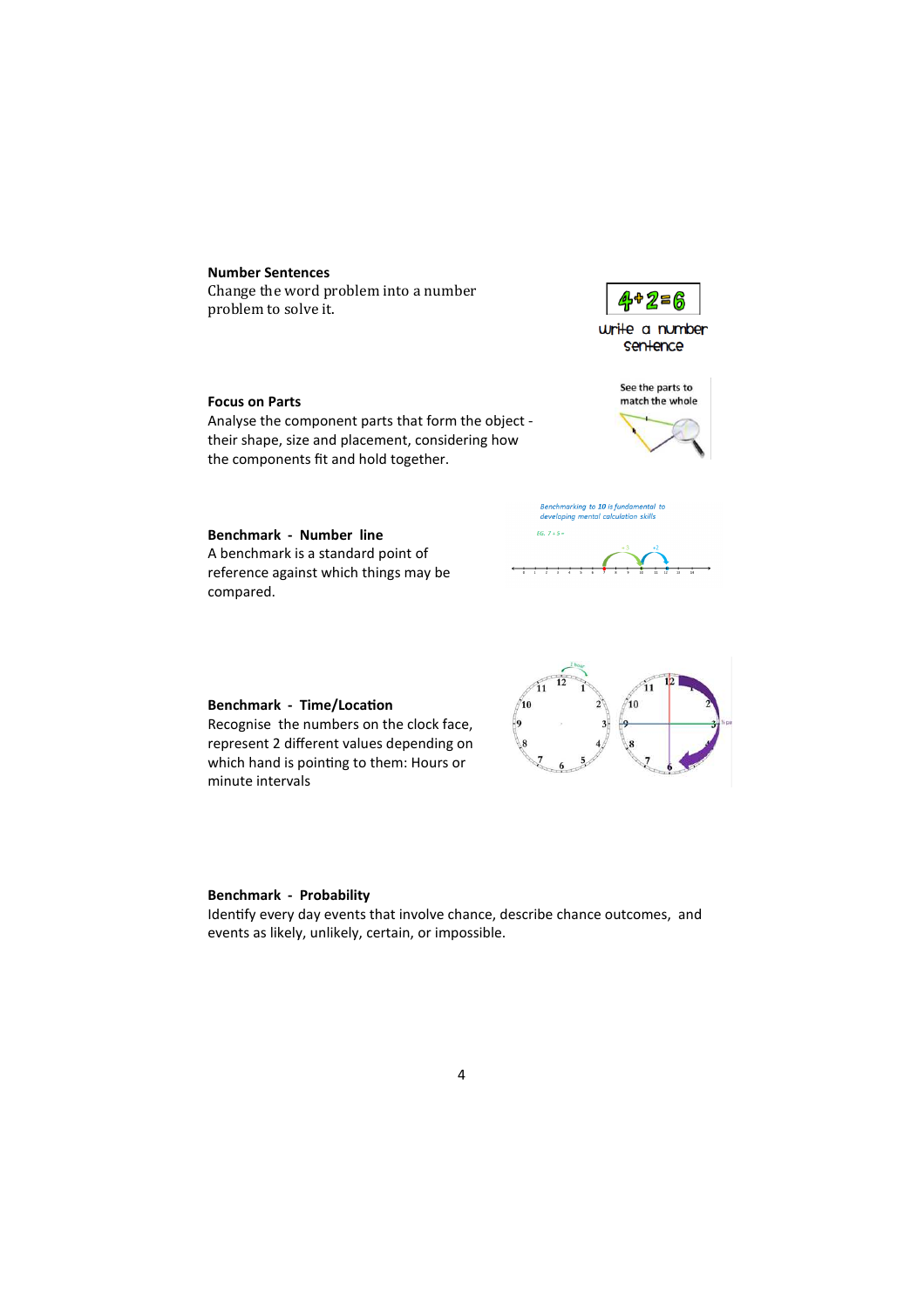**Number Sentences**

Change the word problem into a number problem to solve it.

**Focus on Parts**

Analyse the component parts that form the object - their shape, size and placement, considering how the components fit and hold together.

**Benchmark - Number line**

A benchmark is a standard point of reference against which things may be compared.

**Benchmark - Time/Location**

Recognise the numbers on the clock face, represent 2 different values depending on which hand is pointing to them: Hours or minute intervals

**Benchmark - Probability**

Identify every day events that involve chance, describe chance outcomes, and events as likely, unlikely, certain, or impossible.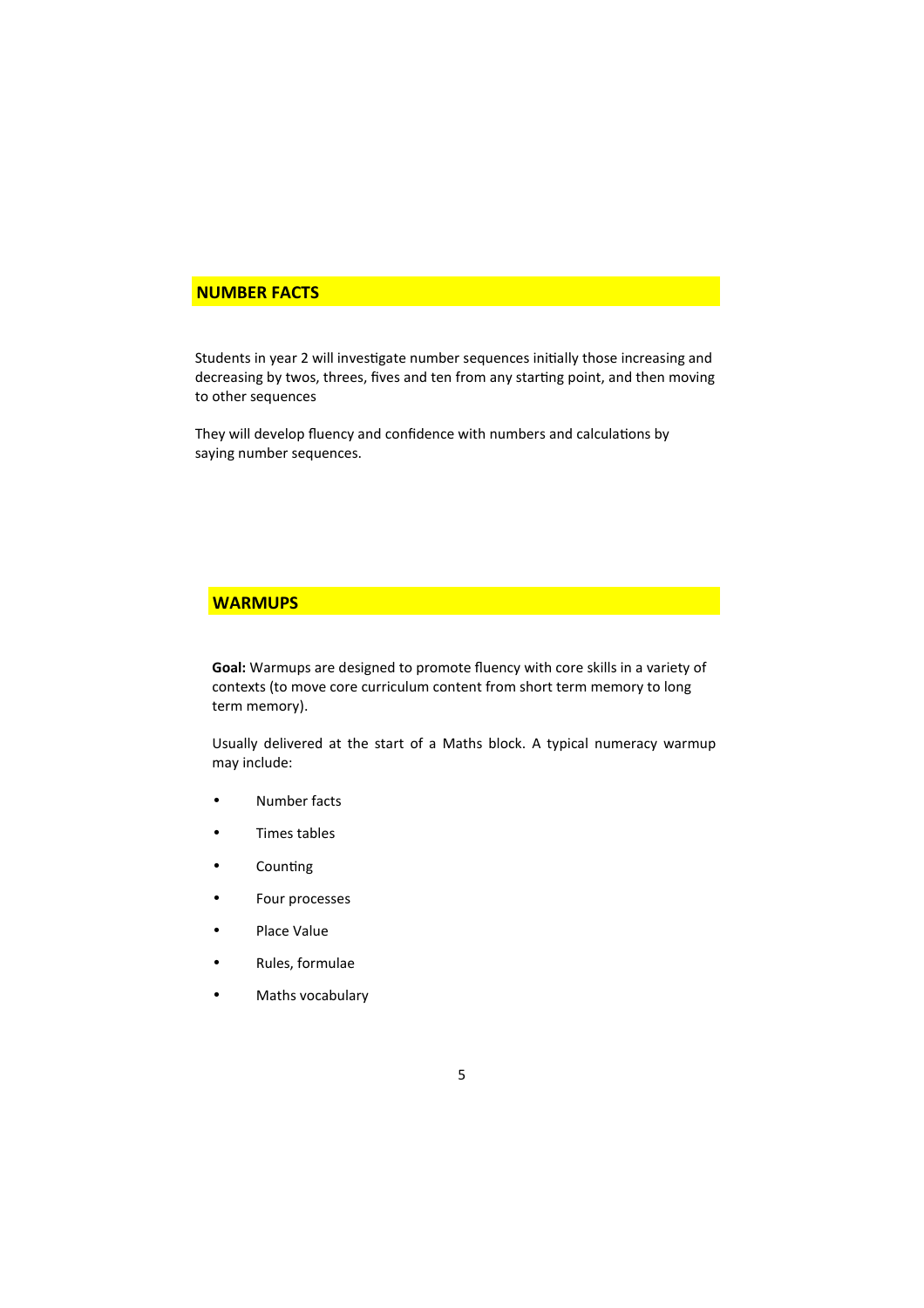## NUMBER FACTS

Students in year 2 will investigate number sequences initially those increasing and decreasing by twos, threes, fives and ten from any starting point, and then moving to other sequences

They will develop fluency and confidence with numbers and calculations by saying number sequences.

## WARMUPS

**Goal:** Warmups are designed to promote fluency with core skills in a variety of contexts (to move core curriculum content from short term memory to long term memory).

Usually delivered at the start of a Maths block. A typical numeracy warmup may include:

- Number facts
- Times tables
- Counting
- Four processes
- Place Value
- Rules, formulae
- Maths vocabulary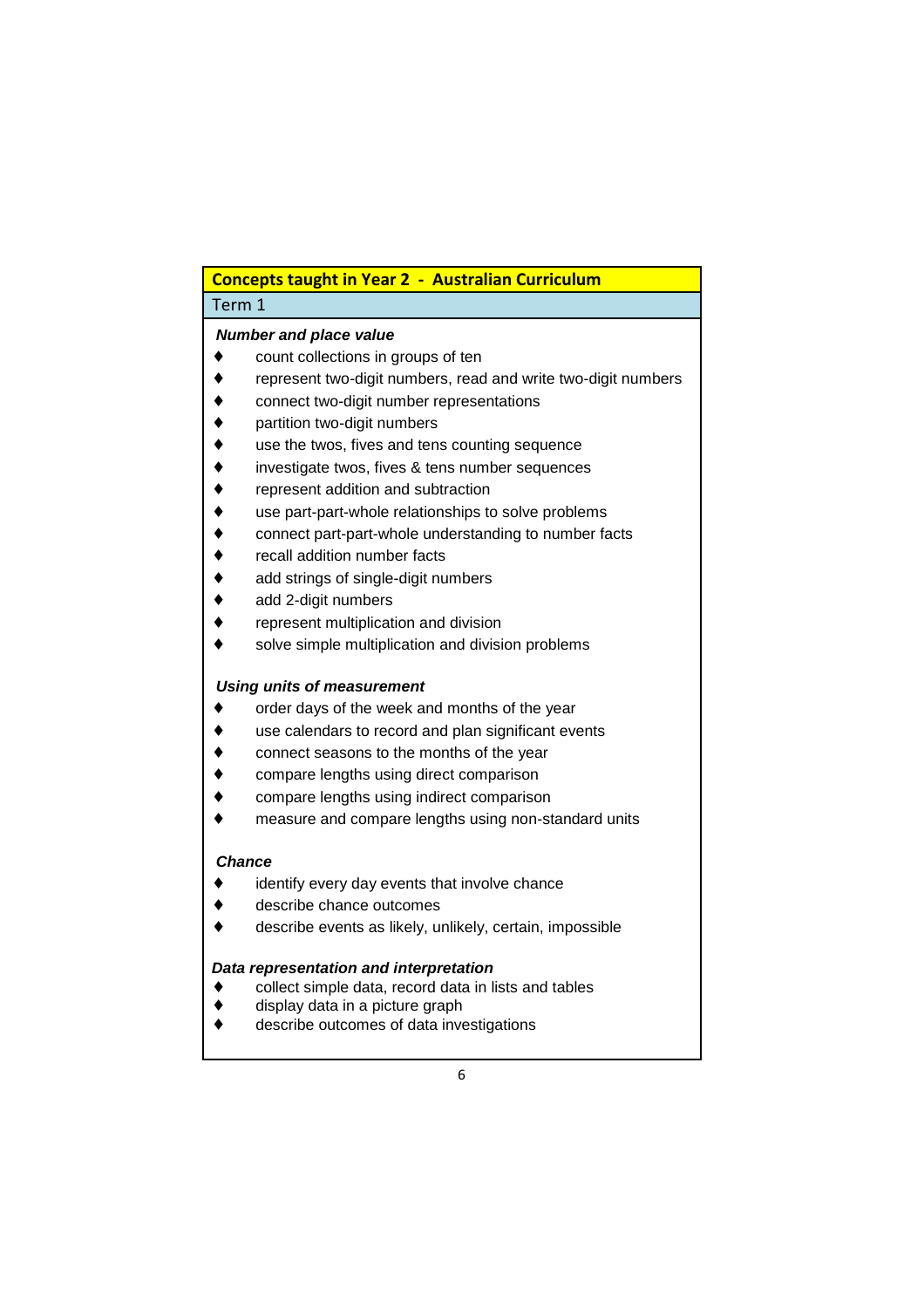## Concepts taught in Year 2 - Australian Curriculum

### Term 1

***Number and place value***

- count collections in groups of ten
- represent two-digit numbers, read and write two-digit numbers
- connect two-digit number representations
- partition two-digit numbers
- use the twos, fives and tens counting sequence
- investigate twos, fives & tens number sequences
- represent addition and subtraction
- use part-part-whole relationships to solve problems
- connect part-part-whole understanding to number facts
- recall addition number facts
- add strings of single-digit numbers
- add 2-digit numbers
- represent multiplication and division
- solve simple multiplication and division problems

***Using units of measurement***

- order days of the week and months of the year
- use calendars to record and plan significant events
- connect seasons to the months of the year
- compare lengths using direct comparison
- compare lengths using indirect comparison
- measure and compare lengths using non-standard units

***Chance***

- identify every day events that involve chance
- describe chance outcomes
- describe events as likely, unlikely, certain, impossible

***Data representation and interpretation***

- collect simple data, record data in lists and tables
- display data in a picture graph
- describe outcomes of data investigations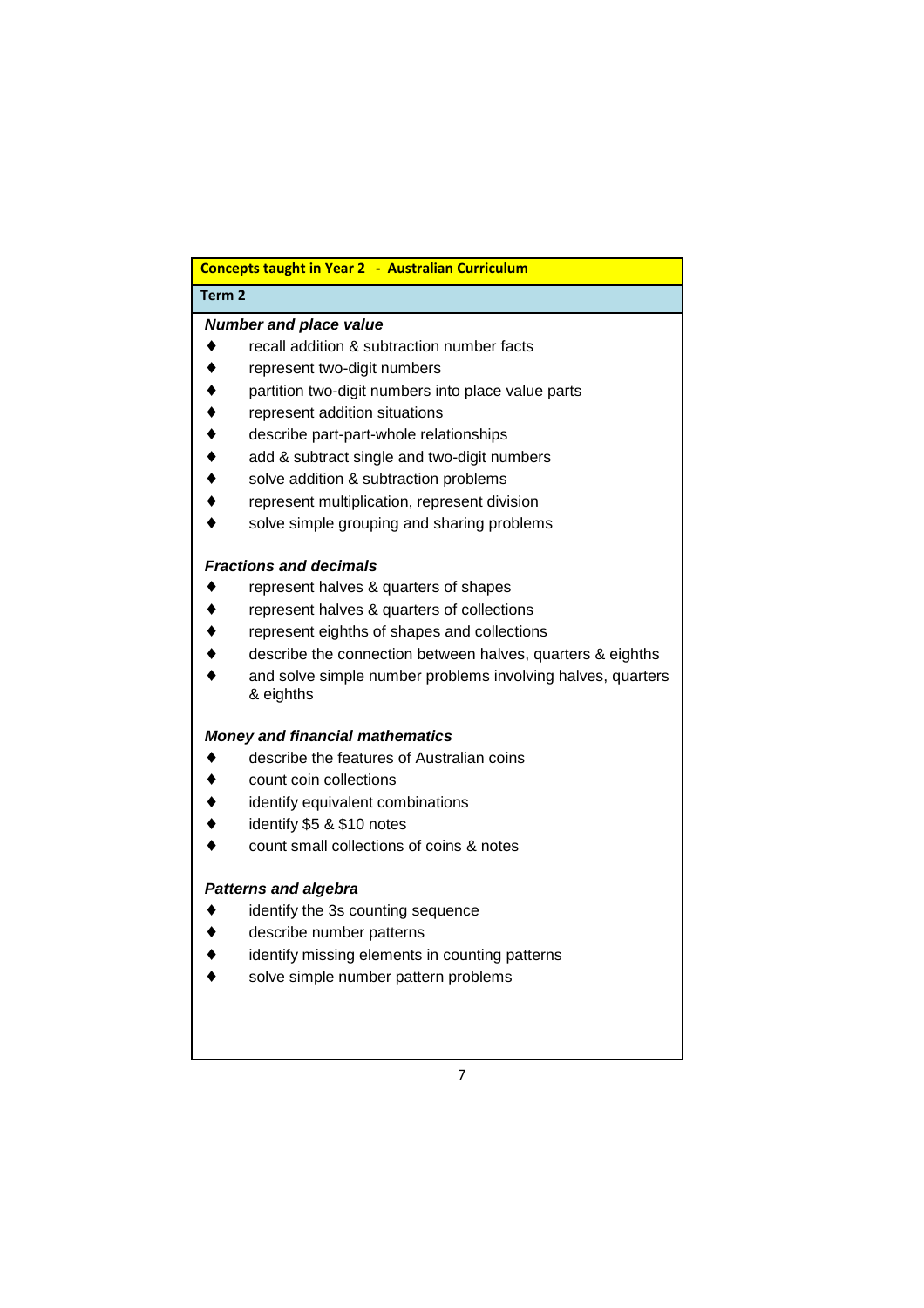## Concepts taught in Year 2 - Australian Curriculum

### Term 2

***Number and place value***

- recall addition & subtraction number facts
- represent two-digit numbers
- partition two-digit numbers into place value parts
- represent addition situations
- describe part-part-whole relationships
- add & subtract single and two-digit numbers
- solve addition & subtraction problems
- represent multiplication, represent division
- solve simple grouping and sharing problems

***Fractions and decimals***

- represent halves & quarters of shapes
- represent halves & quarters of collections
- represent eighths of shapes and collections
- describe the connection between halves, quarters & eighths
- and solve simple number problems involving halves, quarters & eighths

***Money and financial mathematics***

- describe the features of Australian coins
- count coin collections
- identify equivalent combinations
- identify $5 & $10 notes
- count small collections of coins & notes

***Patterns and algebra***

- identify the 3s counting sequence
- describe number patterns
- identify missing elements in counting patterns
- solve simple number pattern problems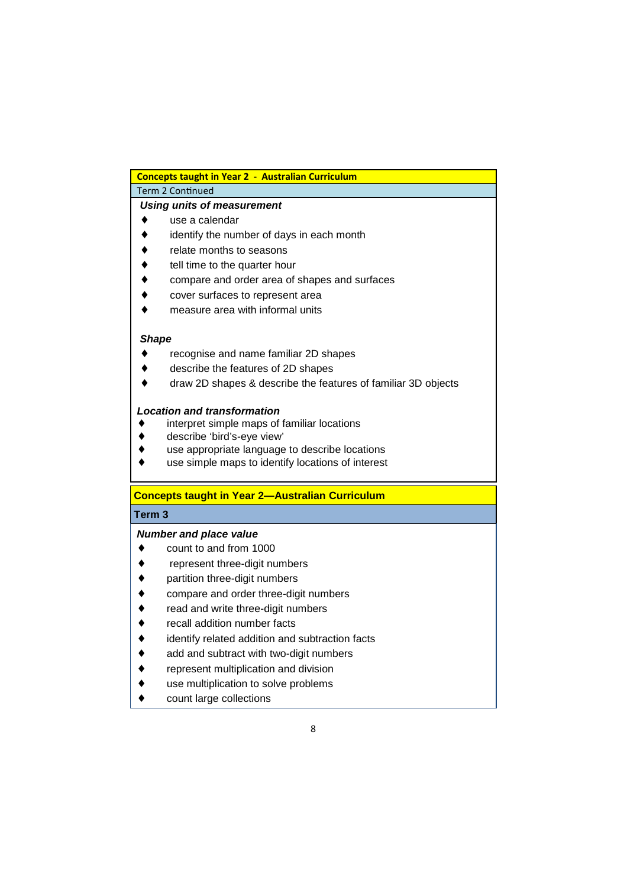## Concepts taught in Year 2 - Australian Curriculum

### Term 2 Continued

***Using units of measurement***

- use a calendar
- identify the number of days in each month
- relate months to seasons
- tell time to the quarter hour
- compare and order area of shapes and surfaces
- cover surfaces to represent area
- measure area with informal units

***Shape***

- recognise and name familiar 2D shapes
- describe the features of 2D shapes
- draw 2D shapes & describe the features of familiar 3D objects

***Location and transformation***

- interpret simple maps of familiar locations
- describe 'bird's-eye view'
- use appropriate language to describe locations
- use simple maps to identify locations of interest

## Concepts taught in Year 2—Australian Curriculum

### Term 3

***Number and place value***

- count to and from 1000
- represent three-digit numbers
- partition three-digit numbers
- compare and order three-digit numbers
- read and write three-digit numbers
- recall addition number facts
- identify related addition and subtraction facts
- add and subtract with two-digit numbers
- represent multiplication and division
- use multiplication to solve problems
- count large collections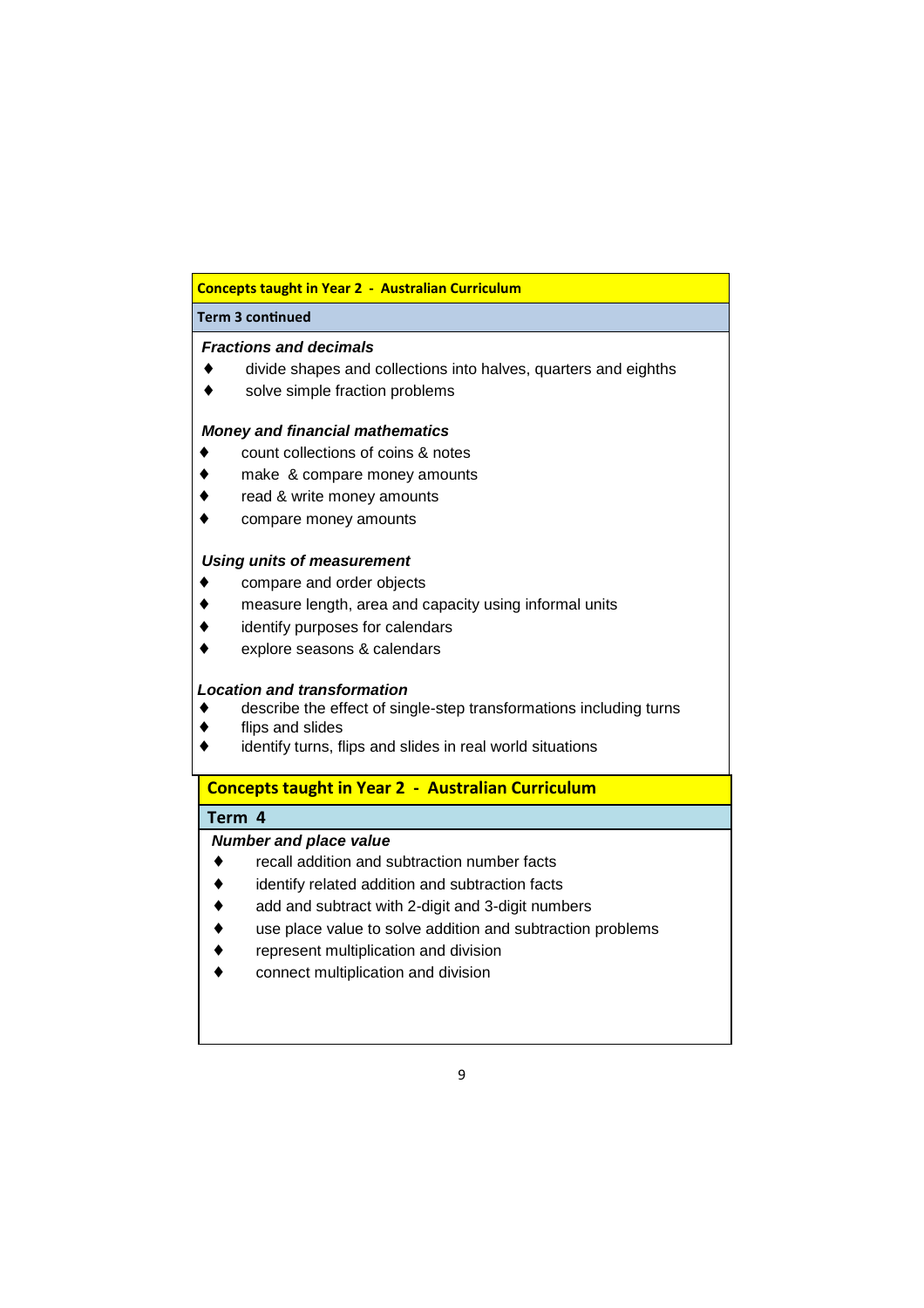## Concepts taught in Year 2 - Australian Curriculum

### Term 3 continued

***Fractions and decimals***

- divide shapes and collections into halves, quarters and eighths
- solve simple fraction problems

***Money and financial mathematics***

- count collections of coins & notes
- make & compare money amounts
- read & write money amounts
- compare money amounts

***Using units of measurement***

- compare and order objects
- measure length, area and capacity using informal units
- identify purposes for calendars
- explore seasons & calendars

***Location and transformation***

- describe the effect of single-step transformations including turns
- flips and slides
- identify turns, flips and slides in real world situations

## Concepts taught in Year 2 - Australian Curriculum

### Term 4

***Number and place value***

- recall addition and subtraction number facts
- identify related addition and subtraction facts
- add and subtract with 2-digit and 3-digit numbers
- use place value to solve addition and subtraction problems
- represent multiplication and division
- connect multiplication and division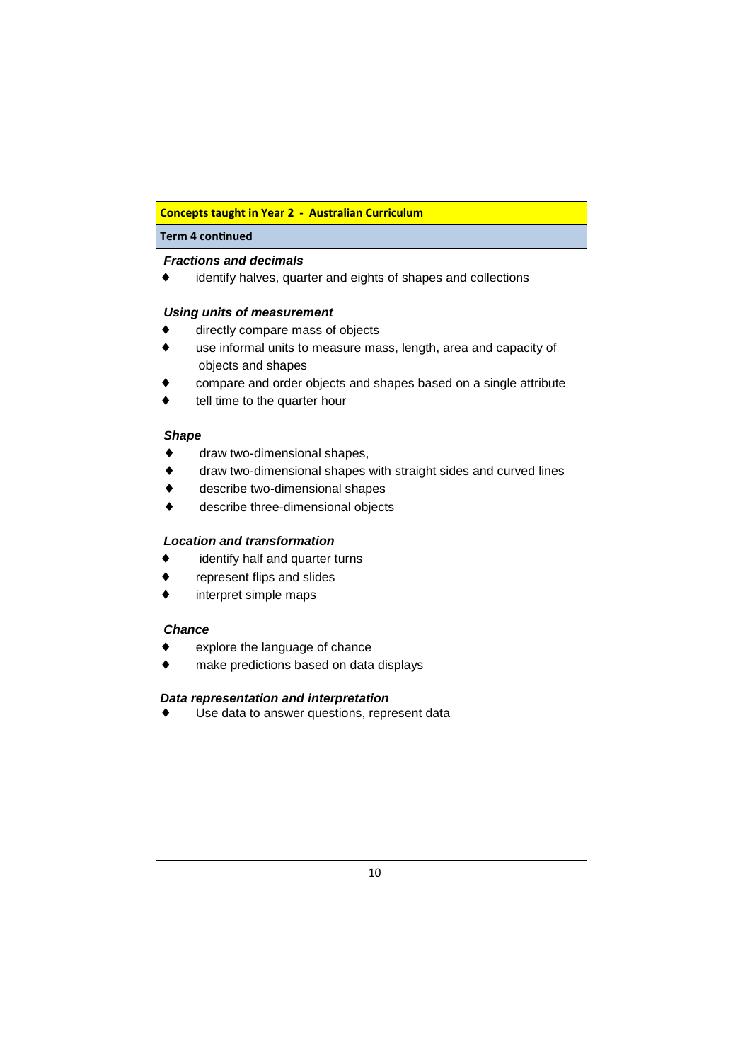**Concepts taught in Year 2 - Australian Curriculum**

**Term 4 continued**

***Fractions and decimals***

- identify halves, quarter and eights of shapes and collections

***Using units of measurement***

- directly compare mass of objects
- use informal units to measure mass, length, area and capacity of objects and shapes
- compare and order objects and shapes based on a single attribute
- tell time to the quarter hour

***Shape***

- draw two-dimensional shapes,
- draw two-dimensional shapes with straight sides and curved lines
- describe two-dimensional shapes
- describe three-dimensional objects

***Location and transformation***

- identify half and quarter turns
- represent flips and slides
- interpret simple maps

***Chance***

- explore the language of chance
- make predictions based on data displays

***Data representation and interpretation***

- Use data to answer questions, represent data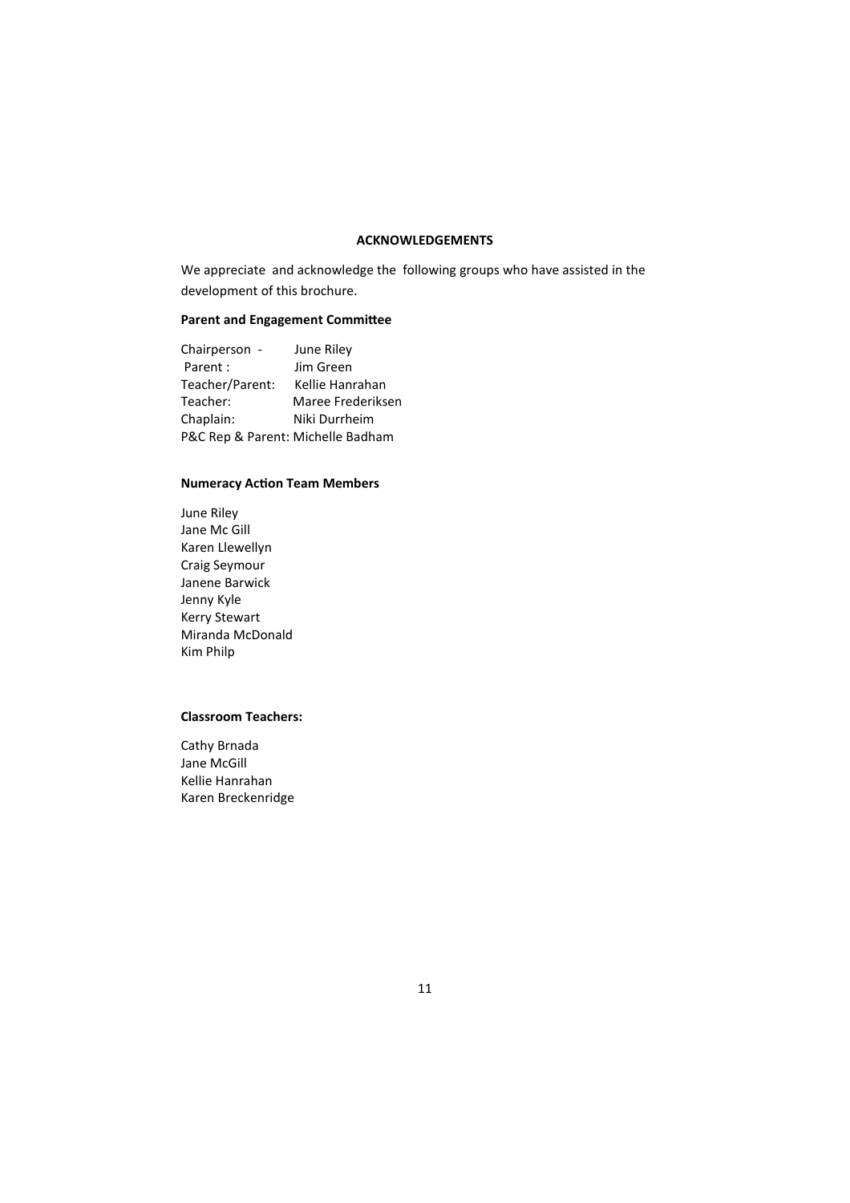## ACKNOWLEDGEMENTS

We appreciate and acknowledge the following groups who have assisted in the development of this brochure.

**Parent and Engagement Committee**

Chairperson - June Riley
Parent : Jim Green
Teacher/Parent: Kellie Hanrahan
Teacher: Maree Frederiksen
Chaplain: Niki Durrheim
P&C Rep & Parent: Michelle Badham

**Numeracy Action Team Members**

June Riley
Jane Mc Gill
Karen Llewellyn
Craig Seymour
Janene Barwick
Jenny Kyle
Kerry Stewart
Miranda McDonald
Kim Philp

**Classroom Teachers:**

Cathy Brnada
Jane McGill
Kellie Hanrahan
Karen Breckenridge